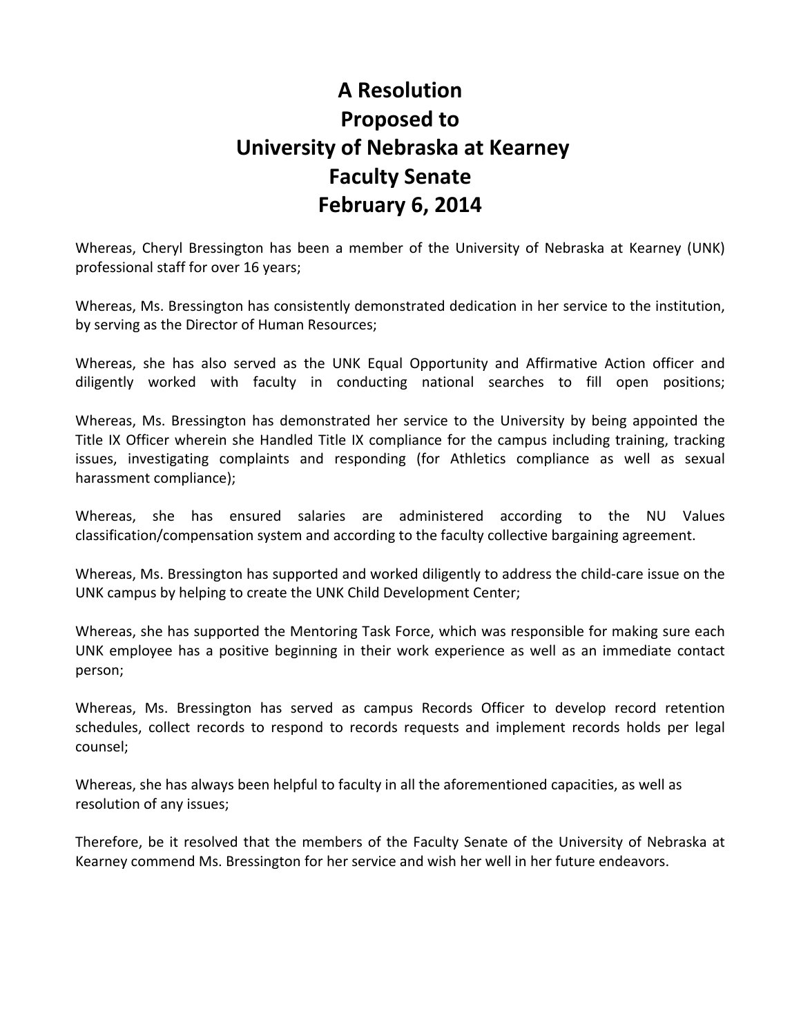# A Resolution
# Proposed to
# University of Nebraska at Kearney
# Faculty Senate
# February 6, 2014

Whereas, Cheryl Bressington has been a member of the University of Nebraska at Kearney (UNK) professional staff for over 16 years;

Whereas, Ms. Bressington has consistently demonstrated dedication in her service to the institution, by serving as the Director of Human Resources;

Whereas, she has also served as the UNK Equal Opportunity and Affirmative Action officer and diligently worked with faculty in conducting national searches to fill open positions;

Whereas, Ms. Bressington has demonstrated her service to the University by being appointed the Title IX Officer wherein she Handled Title IX compliance for the campus including training, tracking issues, investigating complaints and responding (for Athletics compliance as well as sexual harassment compliance);

Whereas, she has ensured salaries are administered according to the NU Values classification/compensation system and according to the faculty collective bargaining agreement.

Whereas, Ms. Bressington has supported and worked diligently to address the child-care issue on the UNK campus by helping to create the UNK Child Development Center;

Whereas, she has supported the Mentoring Task Force, which was responsible for making sure each UNK employee has a positive beginning in their work experience as well as an immediate contact person;

Whereas, Ms. Bressington has served as campus Records Officer to develop record retention schedules, collect records to respond to records requests and implement records holds per legal counsel;

Whereas, she has always been helpful to faculty in all the aforementioned capacities, as well as resolution of any issues;

Therefore, be it resolved that the members of the Faculty Senate of the University of Nebraska at Kearney commend Ms. Bressington for her service and wish her well in her future endeavors.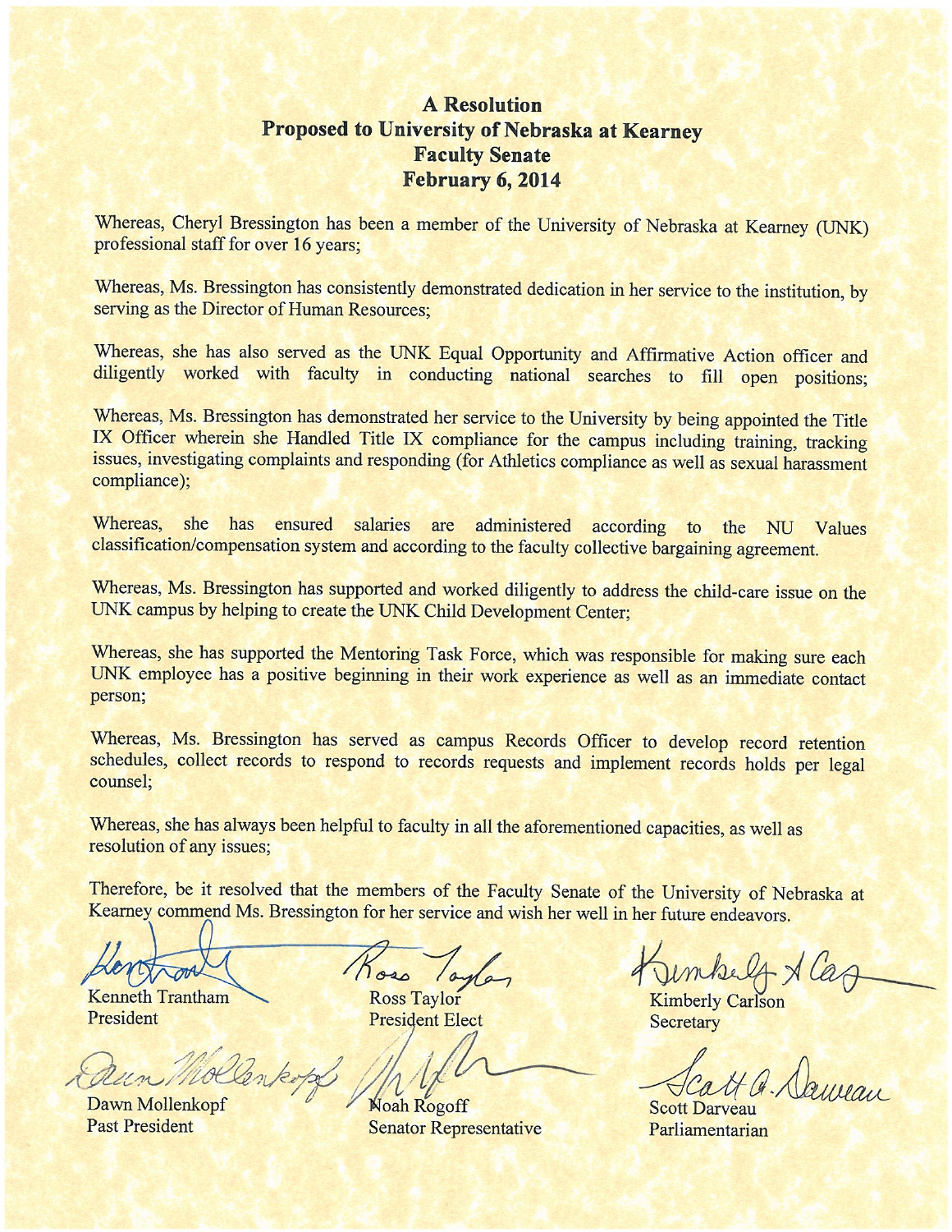# A Resolution
## Proposed to University of Nebraska at Kearney Faculty Senate
## February 6, 2014

Whereas, Cheryl Bressington has been a member of the University of Nebraska at Kearney (UNK) professional staff for over 16 years;

Whereas, Ms. Bressington has consistently demonstrated dedication in her service to the institution, by serving as the Director of Human Resources;

Whereas, she has also served as the UNK Equal Opportunity and Affirmative Action officer and diligently worked with faculty in conducting national searches to fill open positions;

Whereas, Ms. Bressington has demonstrated her service to the University by being appointed the Title IX Officer wherein she Handled Title IX compliance for the campus including training, tracking issues, investigating complaints and responding (for Athletics compliance as well as sexual harassment compliance);

Whereas, she has ensured salaries are administered according to the NU Values classification/compensation system and according to the faculty collective bargaining agreement.

Whereas, Ms. Bressington has supported and worked diligently to address the child-care issue on the UNK campus by helping to create the UNK Child Development Center;

Whereas, she has supported the Mentoring Task Force, which was responsible for making sure each UNK employee has a positive beginning in their work experience as well as an immediate contact person;

Whereas, Ms. Bressington has served as campus Records Officer to develop record retention schedules, collect records to respond to records requests and implement records holds per legal counsel;

Whereas, she has always been helpful to faculty in all the aforementioned capacities, as well as resolution of any issues;

Therefore, be it resolved that the members of the Faculty Senate of the University of Nebraska at Kearney commend Ms. Bressington for her service and wish her well in her future endeavors.

Kenneth Trantham
President

Ross Taylor
President Elect

Kimberly Carlson
Secretary

Dawn Mollenkopf
Past President

Noah Rogoff
Senator Representative

Scott Darveau
Parliamentarian